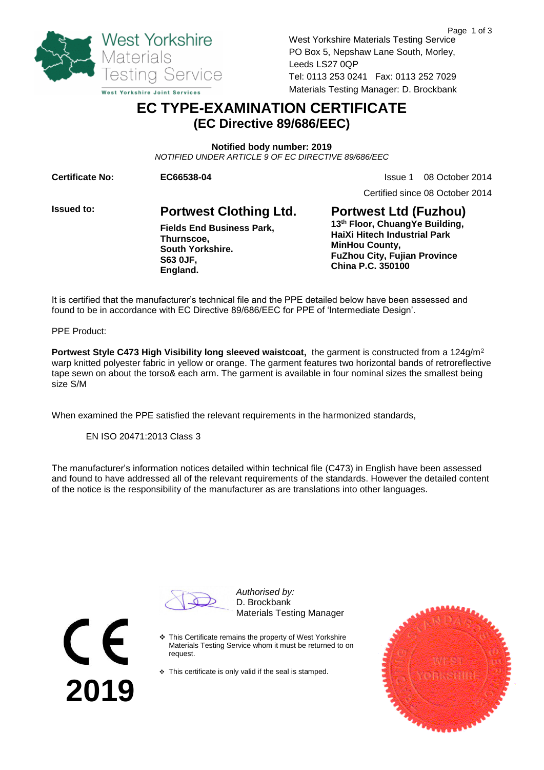West Yorkshire Materials Testing Service
West Yorkshire Joint Services

West Yorkshire Materials Testing Service
PO Box 5, Nepshaw Lane South, Morley,
Leeds LS27 0QP
Tel: 0113 253 0241 Fax: 0113 252 7029
Materials Testing Manager: D. Brockbank

# EC TYPE-EXAMINATION CERTIFICATE
## (EC Directive 89/686/EEC)

**Notified body number: 2019**
*NOTIFIED UNDER ARTICLE 9 OF EC DIRECTIVE 89/686/EEC*

**Certificate No:** **EC66538-04** Issue 1 08 October 2014
Certified since 08 October 2014

**Issued to:**

**Portwest Clothing Ltd.**
**Fields End Business Park,**
**Thurnscoe,**
**South Yorkshire.**
**S63 0JF,**
**England.**

**Portwest Ltd (Fuzhou)**
**13th Floor, ChuangYe Building,**
**HaiXi Hitech Industrial Park**
**MinHou County,**
**FuZhou City, Fujian Province**
**China P.C. 350100**

It is certified that the manufacturer's technical file and the PPE detailed below have been assessed and found to be in accordance with EC Directive 89/686/EEC for PPE of 'Intermediate Design'.

PPE Product:

**Portwest Style C473 High Visibility long sleeved waistcoat,** the garment is constructed from a 124g/m$^2$ warp knitted polyester fabric in yellow or orange. The garment features two horizontal bands of retroreflective tape sewn on about the torso& each arm. The garment is available in four nominal sizes the smallest being size S/M

When examined the PPE satisfied the relevant requirements in the harmonized standards,

EN ISO 20471:2013 Class 3

The manufacturer's information notices detailed within technical file (C473) in English have been assessed and found to have addressed all of the relevant requirements of the standards. However the detailed content of the notice is the responsibility of the manufacturer as are translations into other languages.

*Authorised by:*
D. Brockbank
Materials Testing Manager

- This Certificate remains the property of West Yorkshire Materials Testing Service whom it must be returned to on request.
- This certificate is only valid if the seal is stamped.

CE
**2019**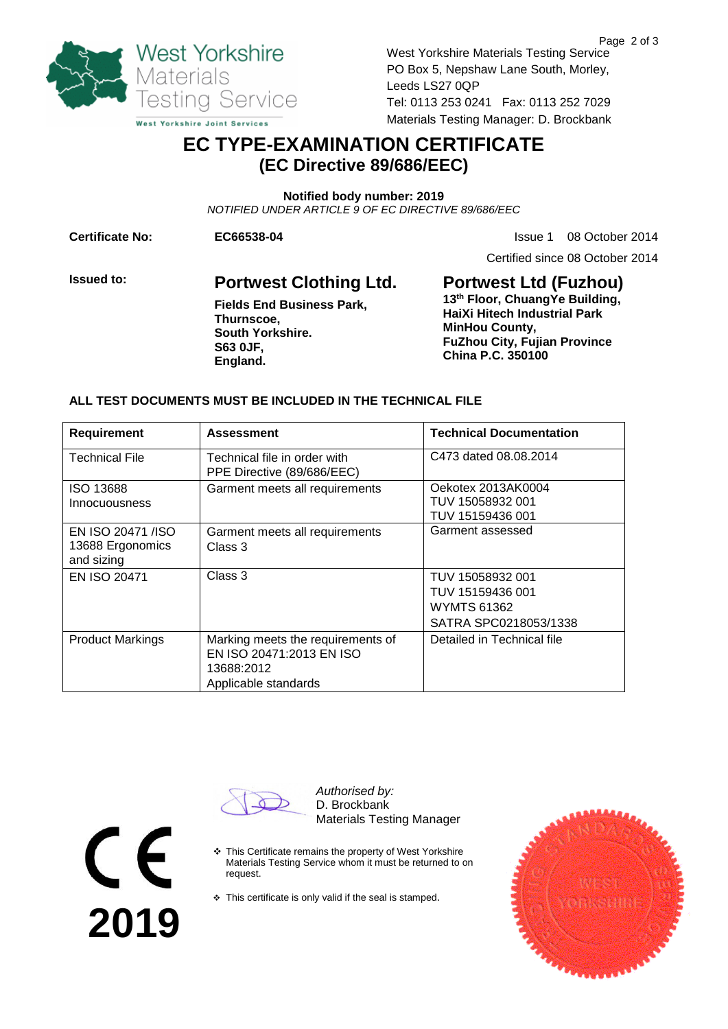West Yorkshire Materials Testing Service
West Yorkshire Joint Services

West Yorkshire Materials Testing Service
PO Box 5, Nepshaw Lane South, Morley,
Leeds LS27 0QP
Tel: 0113 253 0241   Fax: 0113 252 7029
Materials Testing Manager: D. Brockbank

# EC TYPE-EXAMINATION CERTIFICATE
## (EC Directive 89/686/EEC)

**Notified body number: 2019**

*NOTIFIED UNDER ARTICLE 9 OF EC DIRECTIVE 89/686/EEC*

**Certificate No:** **EC66538-04**   Issue 1   08 October 2014

Certified since 08 October 2014

**Issued to:**

**Portwest Clothing Ltd.**
**Fields End Business Park,**
**Thurnscoe,**
**South Yorkshire.**
**S63 0JF,**
**England.**

**Portwest Ltd (Fuzhou)**
**13th Floor, ChuangYe Building,**
**HaiXi Hitech Industrial Park**
**MinHou County,**
**FuZhou City, Fujian Province**
**China P.C. 350100**

**ALL TEST DOCUMENTS MUST BE INCLUDED IN THE TECHNICAL FILE**

| Requirement | Assessment | Technical Documentation |
|---|---|---|
| Technical File | Technical file in order with PPE Directive (89/686/EEC) | C473 dated 08.08.2014 |
| ISO 13688 Innocuousness | Garment meets all requirements | Oekotex 2013AK0004<br>TUV 15058932 001<br>TUV 15159436 001 |
| EN ISO 20471 /ISO 13688 Ergonomics and sizing | Garment meets all requirements Class 3 | Garment assessed |
| EN ISO 20471 | Class 3 | TUV 15058932 001<br>TUV 15159436 001<br>WYMTS 61362<br>SATRA SPC0218053/1338 |
| Product Markings | Marking meets the requirements of EN ISO 20471:2013 EN ISO 13688:2012<br>Applicable standards | Detailed in Technical file |

*Authorised by:*
D. Brockbank
Materials Testing Manager

- This Certificate remains the property of West Yorkshire Materials Testing Service whom it must be returned to on request.
- This certificate is only valid if the seal is stamped.

CE
**2019**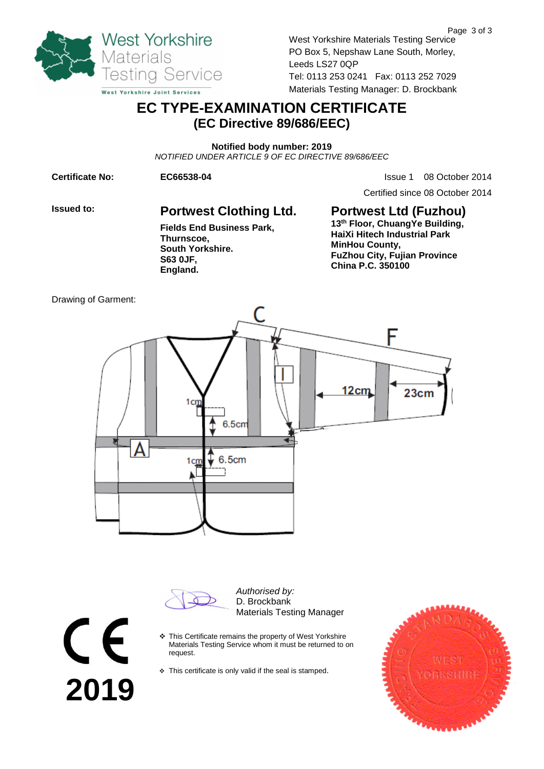West Yorkshire Materials Testing Service
West Yorkshire Joint Services

West Yorkshire Materials Testing Service
PO Box 5, Nepshaw Lane South, Morley,
Leeds LS27 0QP
Tel: 0113 253 0241 Fax: 0113 252 7029
Materials Testing Manager: D. Brockbank

# EC TYPE-EXAMINATION CERTIFICATE
## (EC Directive 89/686/EEC)

**Notified body number: 2019**
*NOTIFIED UNDER ARTICLE 9 OF EC DIRECTIVE 89/686/EEC*

**Certificate No:** **EC66538-04** Issue 1 08 October 2014

Certified since 08 October 2014

**Issued to:**

**Portwest Clothing Ltd.**
**Fields End Business Park,**
**Thurnscoe,**
**South Yorkshire.**
**S63 0JF,**
**England.**

**Portwest Ltd (Fuzhou)**
**13th Floor, ChuangYe Building,**
**HaiXi Hitech Industrial Park**
**MinHou County,**
**FuZhou City, Fujian Province**
**China P.C. 350100**

Drawing of Garment:

C
F
I
12cm
23cm
1cm
6.5cm
A
1cm
6.5cm

*Authorised by:*
D. Brockbank
Materials Testing Manager

- This Certificate remains the property of West Yorkshire Materials Testing Service whom it must be returned to on request.
- This certificate is only valid if the seal is stamped.

CE
**2019**